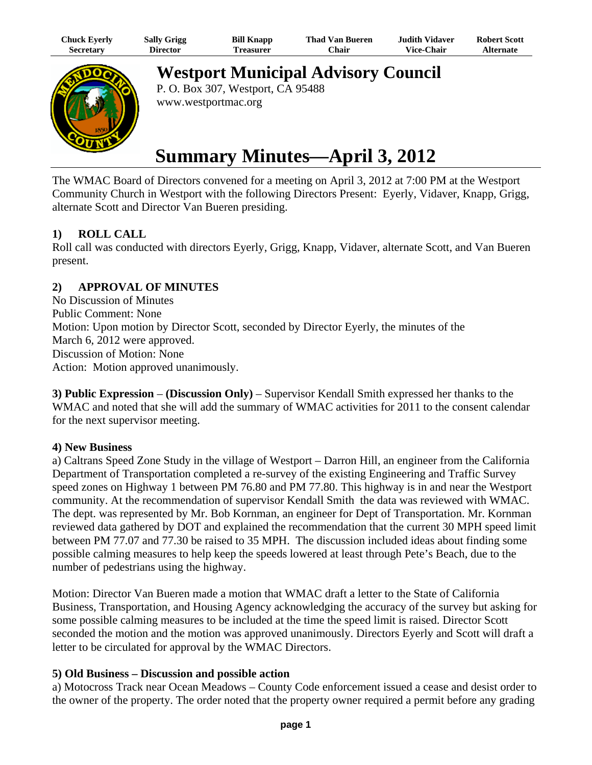| Chuck Eyerly | Sally Grigg | Bill Knapp | Thad Van Bueren | Judith Vidaver | Robert Scott |
|---|---|---|---|---|---|
| Secretary | Director | Treasurer | Chair | Vice-Chair | Alternate |

# Westport Municipal Advisory Council

P. O. Box 307, Westport, CA 95488
www.westportmac.org

# Summary Minutes—April 3, 2012

The WMAC Board of Directors convened for a meeting on April 3, 2012 at 7:00 PM at the Westport Community Church in Westport with the following Directors Present: Eyerly, Vidaver, Knapp, Grigg, alternate Scott and Director Van Bueren presiding.

### 1) ROLL CALL

Roll call was conducted with directors Eyerly, Grigg, Knapp, Vidaver, alternate Scott, and Van Bueren present.

### 2) APPROVAL OF MINUTES

No Discussion of Minutes
Public Comment: None
Motion: Upon motion by Director Scott, seconded by Director Eyerly, the minutes of the March 6, 2012 were approved.
Discussion of Motion: None
Action: Motion approved unanimously.

**3) Public Expression** – **(Discussion Only)** – Supervisor Kendall Smith expressed her thanks to the WMAC and noted that she will add the summary of WMAC activities for 2011 to the consent calendar for the next supervisor meeting.

**4) New Business**

a) Caltrans Speed Zone Study in the village of Westport – Darron Hill, an engineer from the California Department of Transportation completed a re-survey of the existing Engineering and Traffic Survey speed zones on Highway 1 between PM 76.80 and PM 77.80. This highway is in and near the Westport community. At the recommendation of supervisor Kendall Smith the data was reviewed with WMAC. The dept. was represented by Mr. Bob Kornman, an engineer for Dept of Transportation. Mr. Kornman reviewed data gathered by DOT and explained the recommendation that the current 30 MPH speed limit between PM 77.07 and 77.30 be raised to 35 MPH. The discussion included ideas about finding some possible calming measures to help keep the speeds lowered at least through Pete's Beach, due to the number of pedestrians using the highway.

Motion: Director Van Bueren made a motion that WMAC draft a letter to the State of California Business, Transportation, and Housing Agency acknowledging the accuracy of the survey but asking for some possible calming measures to be included at the time the speed limit is raised. Director Scott seconded the motion and the motion was approved unanimously. Directors Eyerly and Scott will draft a letter to be circulated for approval by the WMAC Directors.

**5) Old Business – Discussion and possible action**

a) Motocross Track near Ocean Meadows – County Code enforcement issued a cease and desist order to the owner of the property. The order noted that the property owner required a permit before any grading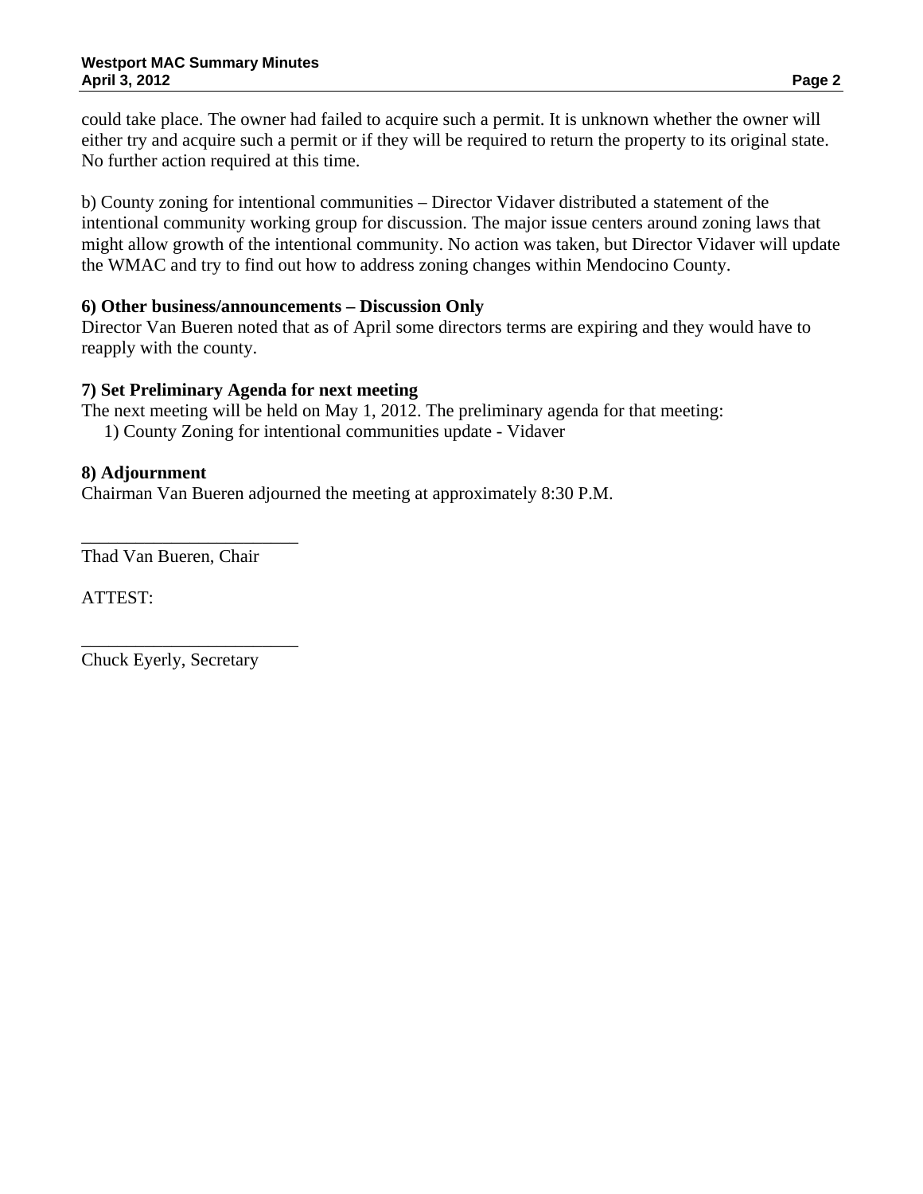could take place. The owner had failed to acquire such a permit. It is unknown whether the owner will either try and acquire such a permit or if they will be required to return the property to its original state. No further action required at this time.

b) County zoning for intentional communities – Director Vidaver distributed a statement of the intentional community working group for discussion. The major issue centers around zoning laws that might allow growth of the intentional community. No action was taken, but Director Vidaver will update the WMAC and try to find out how to address zoning changes within Mendocino County.

**6) Other business/announcements – Discussion Only**

Director Van Bueren noted that as of April some directors terms are expiring and they would have to reapply with the county.

**7) Set Preliminary Agenda for next meeting**

The next meeting will be held on May 1, 2012. The preliminary agenda for that meeting:

1) County Zoning for intentional communities update - Vidaver

**8) Adjournment**

Chairman Van Bueren adjourned the meeting at approximately 8:30 P.M.

________________________

Thad Van Bueren, Chair

ATTEST:

________________________

Chuck Eyerly, Secretary